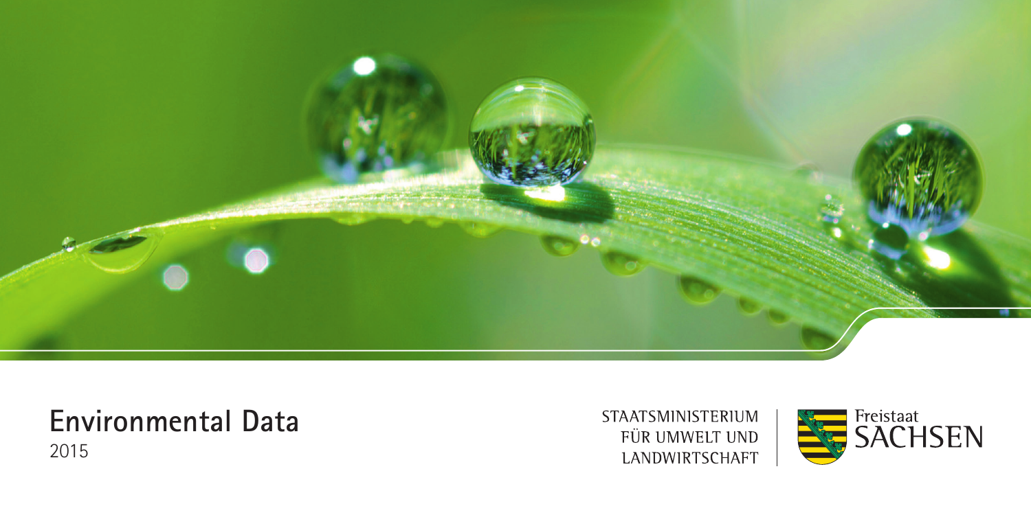# Environmental Data

2015

STAATSMINISTERIUM FÜR UMWELT UND LANDWIRTSCHAFT

Freistaat SACHSEN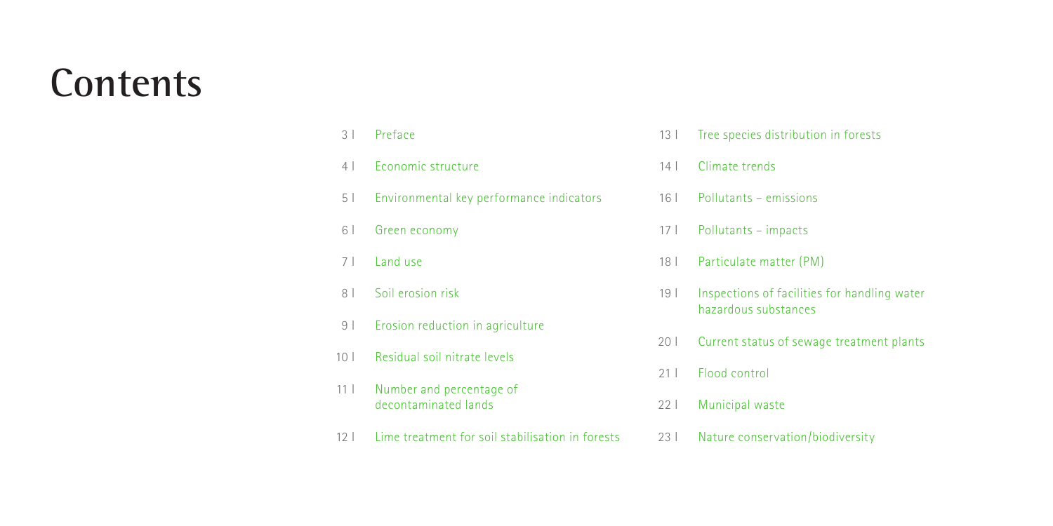# Contents

- 3 | Preface
- 4 | Economic structure
- 5 | Environmental key performance indicators
- 6 | Green economy
- 7 | Land use
- 8 | Soil erosion risk
- 9 | Erosion reduction in agriculture
- 10 | Residual soil nitrate levels
- 11 | Number and percentage of decontaminated lands
- 12 | Lime treatment for soil stabilisation in forests
- 13 | Tree species distribution in forests
- 14 | Climate trends
- 16 | Pollutants – emissions
- 17 | Pollutants – impacts
- 18 | Particulate matter (PM)
- 19 | Inspections of facilities for handling water hazardous substances
- 20 | Current status of sewage treatment plants
- 21 | Flood control
- 22 | Municipal waste
- 23 | Nature conservation/biodiversity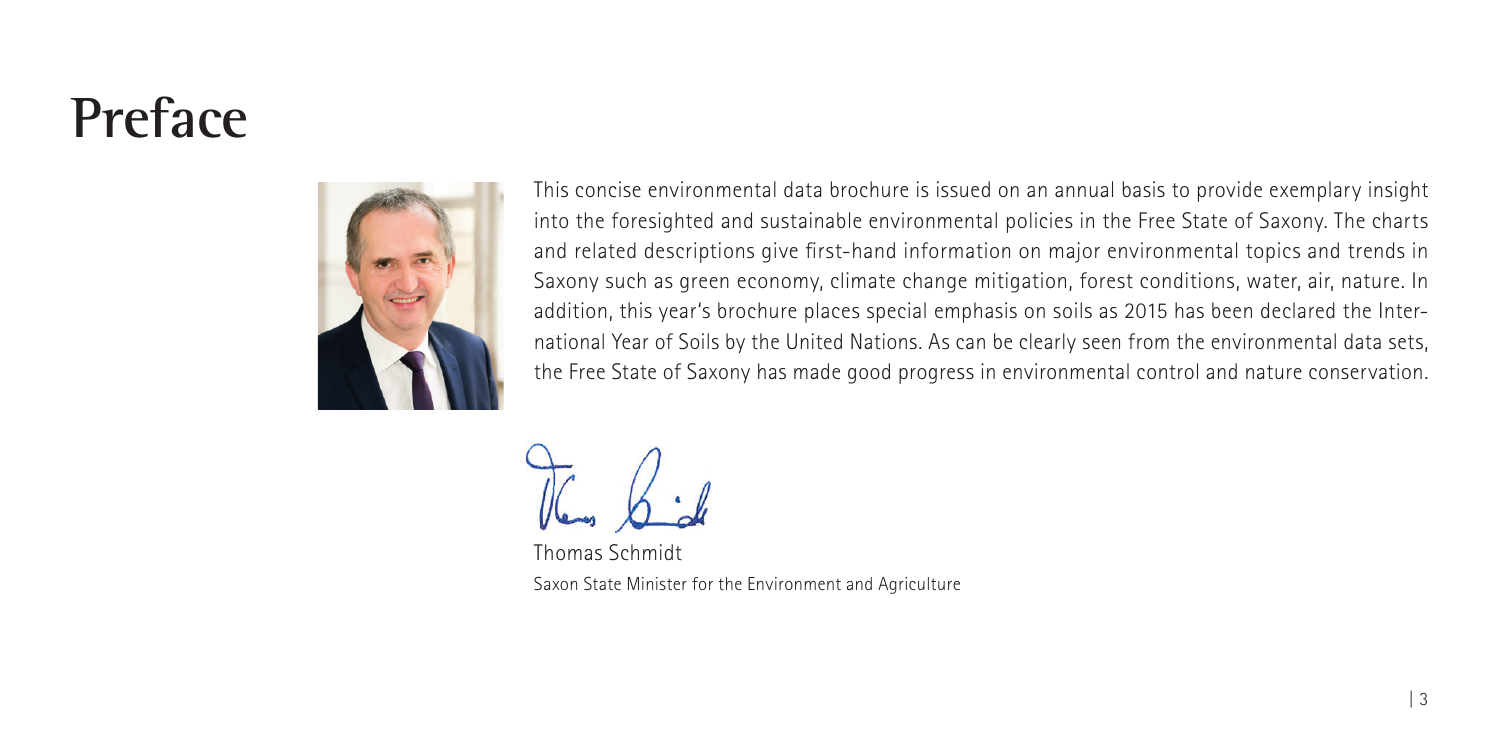# Preface

This concise environmental data brochure is issued on an annual basis to provide exemplary insight into the foresighted and sustainable environmental policies in the Free State of Saxony. The charts and related descriptions give first-hand information on major environmental topics and trends in Saxony such as green economy, climate change mitigation, forest conditions, water, air, nature. In addition, this year's brochure places special emphasis on soils as 2015 has been declared the International Year of Soils by the United Nations. As can be clearly seen from the environmental data sets, the Free State of Saxony has made good progress in environmental control and nature conservation.

Thomas Schmidt
Saxon State Minister for the Environment and Agriculture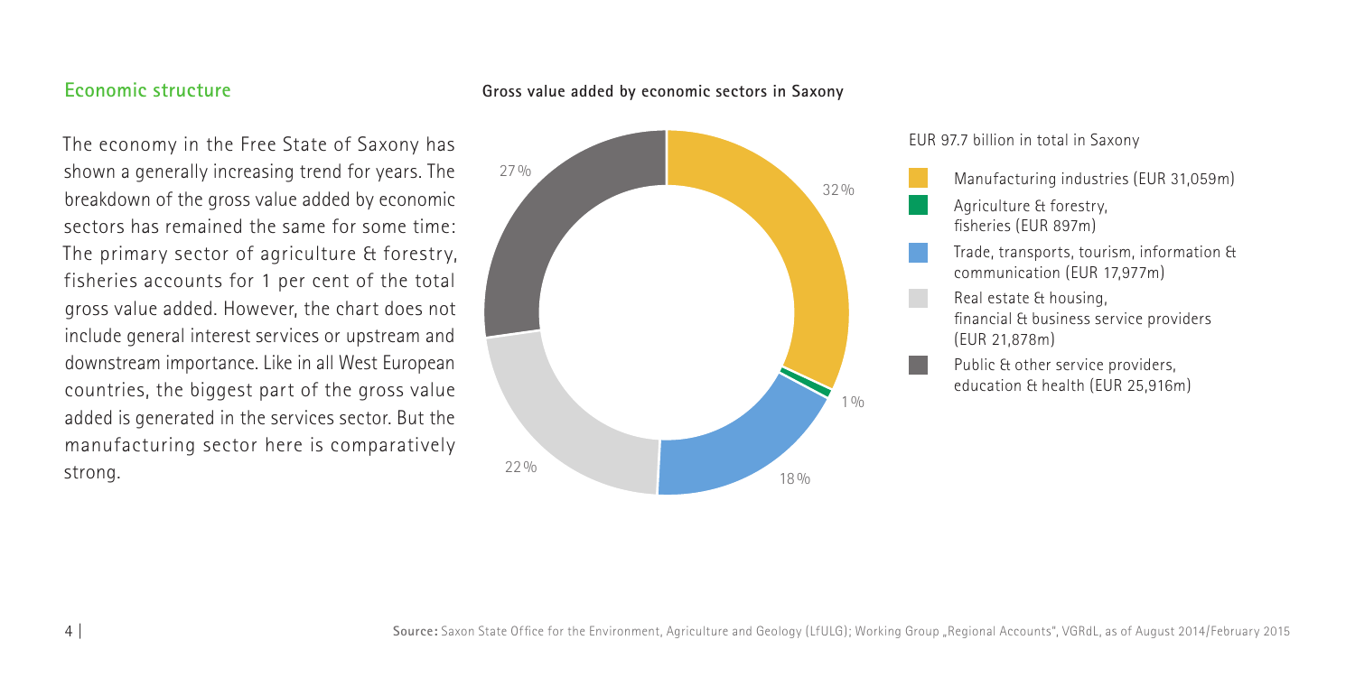## Economic structure

The economy in the Free State of Saxony has shown a generally increasing trend for years. The breakdown of the gross value added by economic sectors has remained the same for some time: The primary sector of agriculture & forestry, fisheries accounts for 1 per cent of the total gross value added. However, the chart does not include general interest services or upstream and downstream importance. Like in all West European countries, the biggest part of the gross value added is generated in the services sector. But the manufacturing sector here is comparatively strong.

**Gross value added by economic sectors in Saxony**

EUR 97.7 billion in total in Saxony

| Sector | Share | Value |
| --- | --- | --- |
| Manufacturing industries | 32 % | EUR 31,059m |
| Agriculture & forestry, fisheries | 1 % | EUR 897m |
| Trade, transports, tourism, information & communication | 18 % | EUR 17,977m |
| Real estate & housing, financial & business service providers | 22 % | EUR 21,878m |
| Public & other service providers, education & health | 27 % | EUR 25,916m |

**Source:** Saxon State Office for the Environment, Agriculture and Geology (LfULG); Working Group „Regional Accounts", VGRdL, as of August 2014/February 2015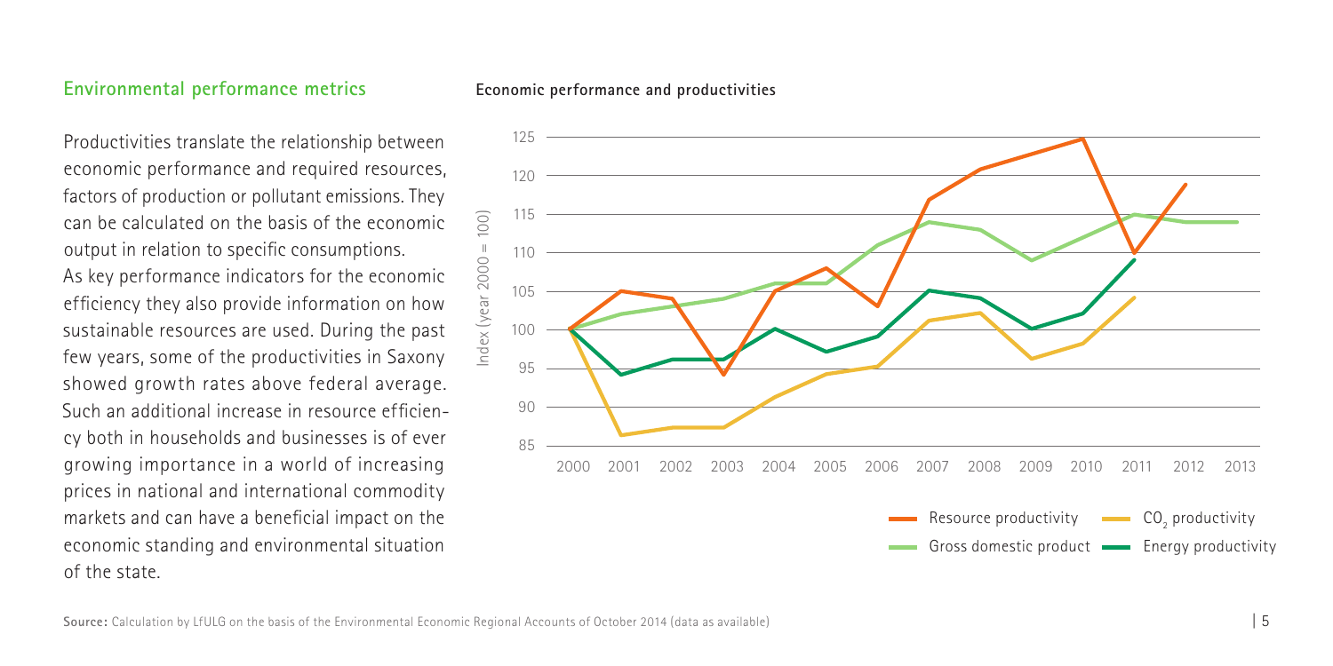## Environmental performance metrics

Productivities translate the relationship between economic performance and required resources, factors of production or pollutant emissions. They can be calculated on the basis of the economic output in relation to specific consumptions.
As key performance indicators for the economic efficiency they also provide information on how sustainable resources are used. During the past few years, some of the productivities in Saxony showed growth rates above federal average. Such an additional increase in resource efficiency both in households and businesses is of ever growing importance in a world of increasing prices in national and international commodity markets and can have a beneficial impact on the economic standing and environmental situation of the state.

**Economic performance and productivities**

Index (year 2000 = 100)

Resource productivity — $CO_2$ productivity — Gross domestic product — Energy productivity

**Source:** Calculation by LfULG on the basis of the Environmental Economic Regional Accounts of October 2014 (data as available)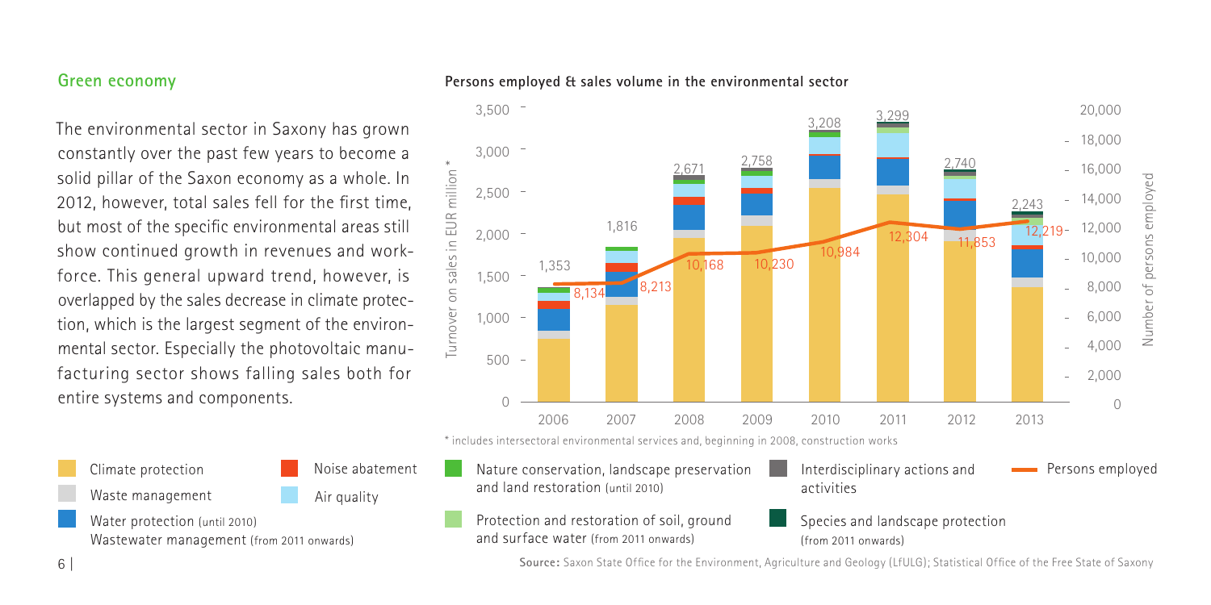## Green economy

The environmental sector in Saxony has grown constantly over the past few years to become a solid pillar of the Saxon economy as a whole. In 2012, however, total sales fell for the first time, but most of the specific environmental areas still show continued growth in revenues and workforce. This general upward trend, however, is overlapped by the sales decrease in climate protection, which is the largest segment of the environmental sector. Especially the photovoltaic manufacturing sector shows falling sales both for entire systems and components.

**Persons employed & sales volume in the environmental sector**

| Year | Turnover on sales in EUR million* | Number of persons employed |
| --- | --- | --- |
| 2006 | 1,353 | 8,134 |
| 2007 | 1,816 | 8,213 |
| 2008 | 2,671 | 10,168 |
| 2009 | 2,758 | 10,230 |
| 2010 | 3,208 | 10,984 |
| 2011 | 3,299 | 12,304 |
| 2012 | 2,740 | 11,853 |
| 2013 | 2,243 | 12,219 |

\* includes intersectoral environmental services and, beginning in 2008, construction works

Legend: Climate protection; Waste management; Water protection (until 2010) / Wastewater management (from 2011 onwards); Noise abatement; Air quality; Nature conservation, landscape preservation and land restoration (until 2010); Protection and restoration of soil, ground and surface water (from 2011 onwards); Interdisciplinary actions and activities; Species and landscape protection (from 2011 onwards); Persons employed

**Source:** Saxon State Office for the Environment, Agriculture and Geology (LfULG); Statistical Office of the Free State of Saxony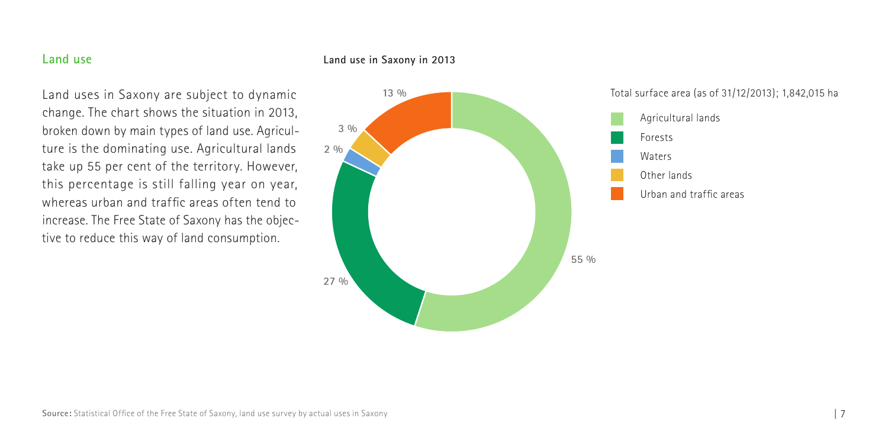## Land use

Land uses in Saxony are subject to dynamic change. The chart shows the situation in 2013, broken down by main types of land use. Agriculture is the dominating use. Agricultural lands take up 55 per cent of the territory. However, this percentage is still falling year on year, whereas urban and traffic areas often tend to increase. The Free State of Saxony has the objective to reduce this way of land consumption.

**Land use in Saxony in 2013**

Total surface area (as of 31/12/2013); 1,842,015 ha

| Land use | Share |
| --- | --- |
| Agricultural lands | 55 % |
| Forests | 27 % |
| Waters | 2 % |
| Other lands | 3 % |
| Urban and traffic areas | 13 % |

**Source:** Statistical Office of the Free State of Saxony, land use survey by actual uses in Saxony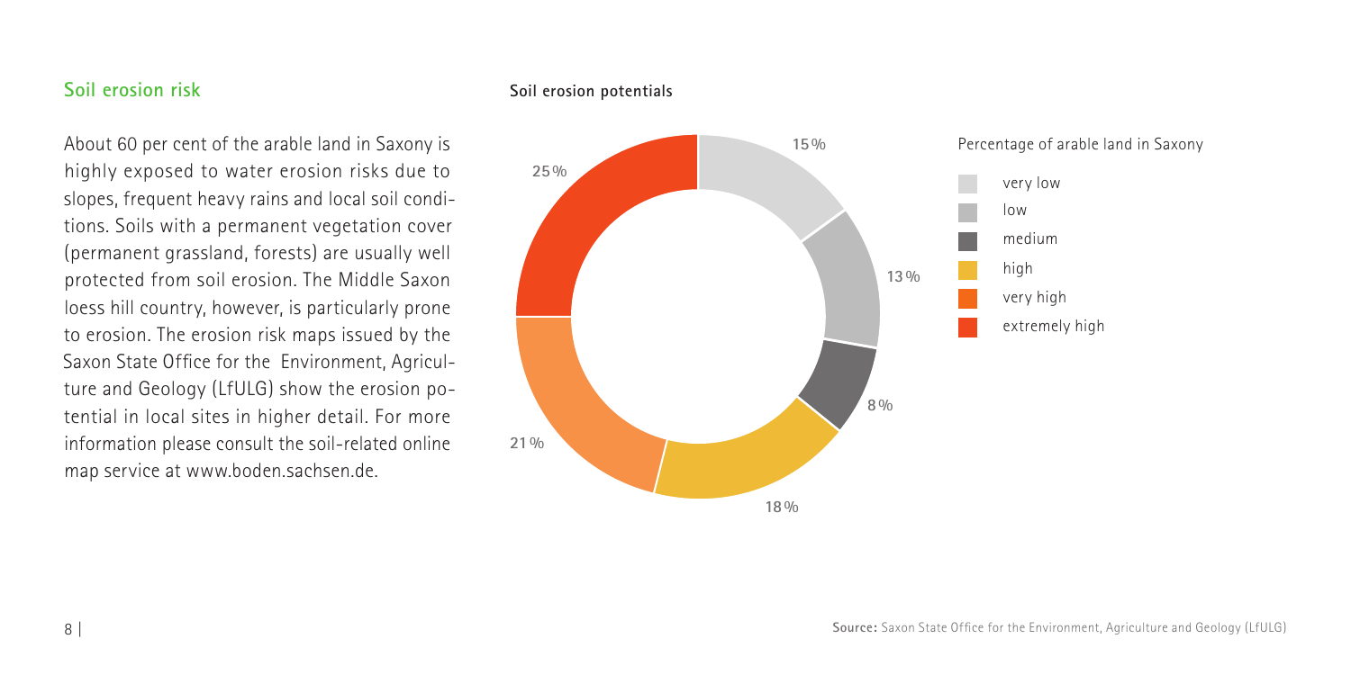## Soil erosion risk

About 60 per cent of the arable land in Saxony is highly exposed to water erosion risks due to slopes, frequent heavy rains and local soil conditions. Soils with a permanent vegetation cover (permanent grassland, forests) are usually well protected from soil erosion. The Middle Saxon loess hill country, however, is particularly prone to erosion. The erosion risk maps issued by the Saxon State Office for the Environment, Agriculture and Geology (LfULG) show the erosion potential in local sites in higher detail. For more information please consult the soil-related online map service at www.boden.sachsen.de.

**Soil erosion potentials**

Percentage of arable land in Saxony

| Erosion potential | Percentage |
| --- | --- |
| very low | 15 % |
| low | 13 % |
| medium | 8 % |
| high | 18 % |
| very high | 21 % |
| extremely high | 25 % |

**Source:** Saxon State Office for the Environment, Agriculture and Geology (LfULG)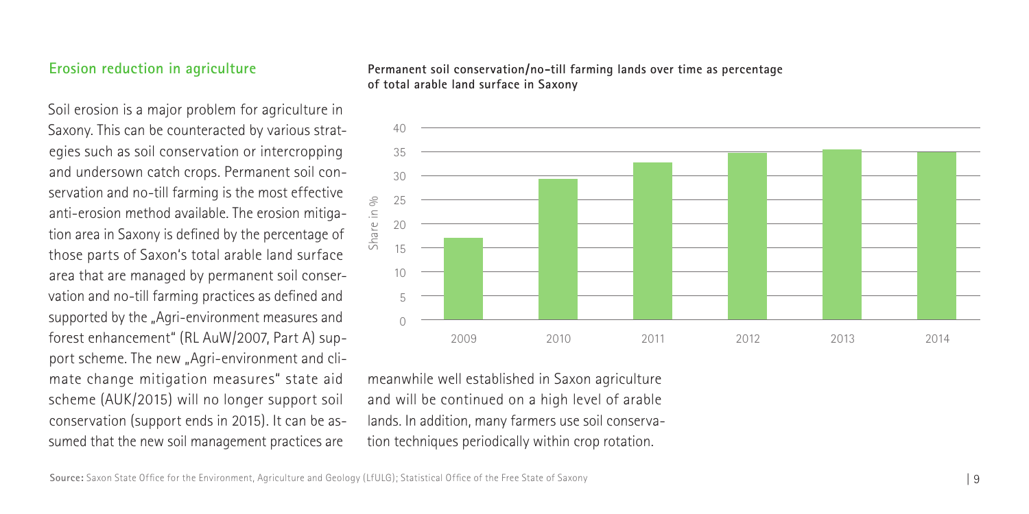## Erosion reduction in agriculture

Soil erosion is a major problem for agriculture in Saxony. This can be counteracted by various strategies such as soil conservation or intercropping and undersown catch crops. Permanent soil conservation and no-till farming is the most effective anti-erosion method available. The erosion mitigation area in Saxony is defined by the percentage of those parts of Saxon's total arable land surface area that are managed by permanent soil conservation and no-till farming practices as defined and supported by the „Agri-environment measures and forest enhancement" (RL AuW/2007, Part A) support scheme. The new „Agri-environment and climate change mitigation measures" state aid scheme (AUK/2015) will no longer support soil conservation (support ends in 2015). It can be assumed that the new soil management practices are meanwhile well established in Saxon agriculture and will be continued on a high level of arable lands. In addition, many farmers use soil conservation techniques periodically within crop rotation.

**Permanent soil conservation/no-till farming lands over time as percentage of total arable land surface in Saxony**

| Year | Share in % |
|---|---|
| 2009 | ~17 |
| 2010 | ~29 |
| 2011 | ~33 |
| 2012 | ~35 |
| 2013 | ~35.5 |
| 2014 | ~35 |

**Source:** Saxon State Office for the Environment, Agriculture and Geology (LfULG); Statistical Office of the Free State of Saxony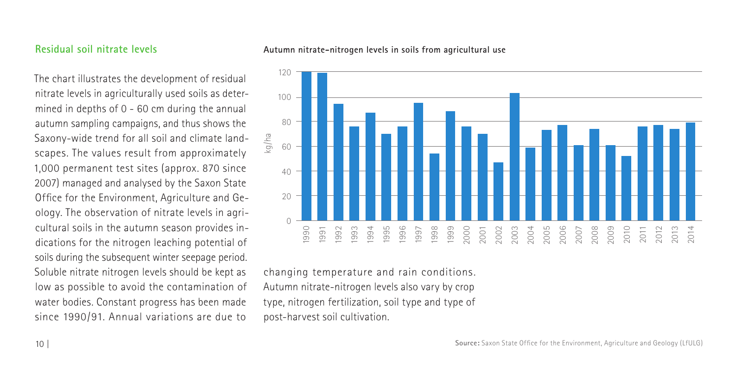## Residual soil nitrate levels

The chart illustrates the development of residual nitrate levels in agriculturally used soils as determined in depths of 0 - 60 cm during the annual autumn sampling campaigns, and thus shows the Saxony-wide trend for all soil and climate landscapes. The values result from approximately 1,000 permanent test sites (approx. 870 since 2007) managed and analysed by the Saxon State Office for the Environment, Agriculture and Geology. The observation of nitrate levels in agricultural soils in the autumn season provides indications for the nitrogen leaching potential of soils during the subsequent winter seepage period. Soluble nitrate nitrogen levels should be kept as low as possible to avoid the contamination of water bodies. Constant progress has been made since 1990/91. Annual variations are due to changing temperature and rain conditions. Autumn nitrate-nitrogen levels also vary by crop type, nitrogen fertilization, soil type and type of post-harvest soil cultivation.

**Autumn nitrate-nitrogen levels in soils from agricultural use**

| Year | kg/ha |
|---|---|
| 1990 | 120 |
| 1991 | 119 |
| 1992 | 94 |
| 1993 | 76 |
| 1994 | 87 |
| 1995 | 70 |
| 1996 | 76 |
| 1997 | 95 |
| 1998 | 54 |
| 1999 | 88 |
| 2000 | 76 |
| 2001 | 70 |
| 2002 | 47 |
| 2003 | 103 |
| 2004 | 59 |
| 2005 | 73 |
| 2006 | 77 |
| 2007 | 61 |
| 2008 | 74 |
| 2009 | 61 |
| 2010 | 52 |
| 2011 | 76 |
| 2012 | 77 |
| 2013 | 74 |
| 2014 | 79 |

**Source:** Saxon State Office for the Environment, Agriculture and Geology (LfULG)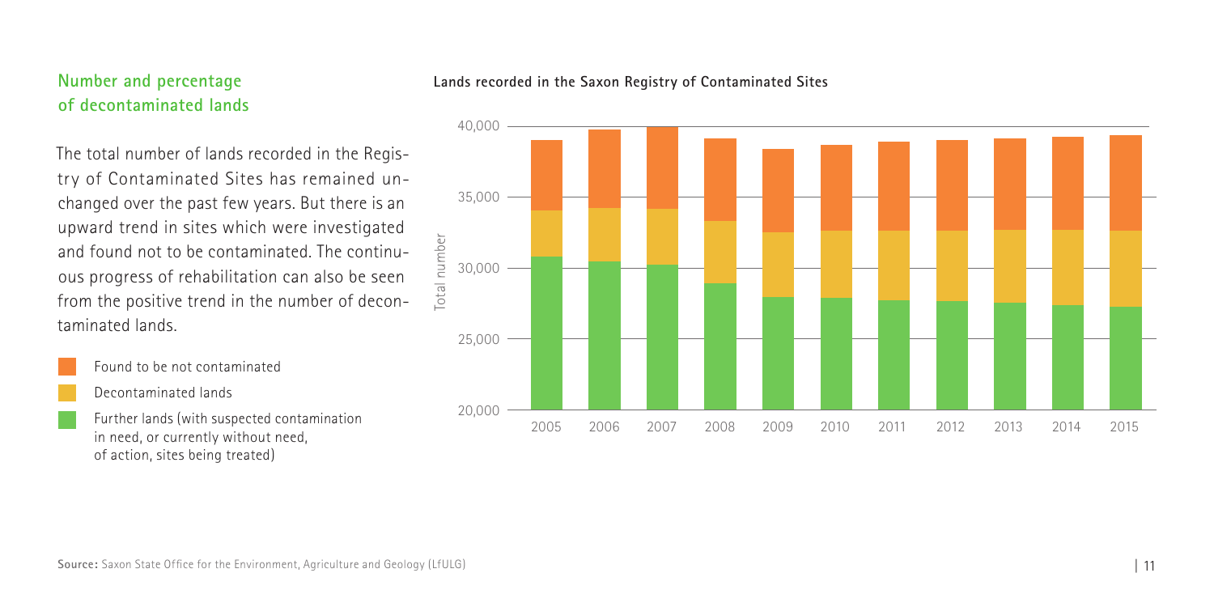## Number and percentage of decontaminated lands

The total number of lands recorded in the Registry of Contaminated Sites has remained unchanged over the past few years. But there is an upward trend in sites which were investigated and found not to be contaminated. The continuous progress of rehabilitation can also be seen from the positive trend in the number of decontaminated lands.

- Found to be not contaminated
- Decontaminated lands
- Further lands (with suspected contamination in need, or currently without need, of action, sites being treated)

**Lands recorded in the Saxon Registry of Contaminated Sites**

Total number

40,000
35,000
30,000
25,000
20,000

2005 2006 2007 2008 2009 2010 2011 2012 2013 2014 2015

**Source:** Saxon State Office for the Environment, Agriculture and Geology (LfULG)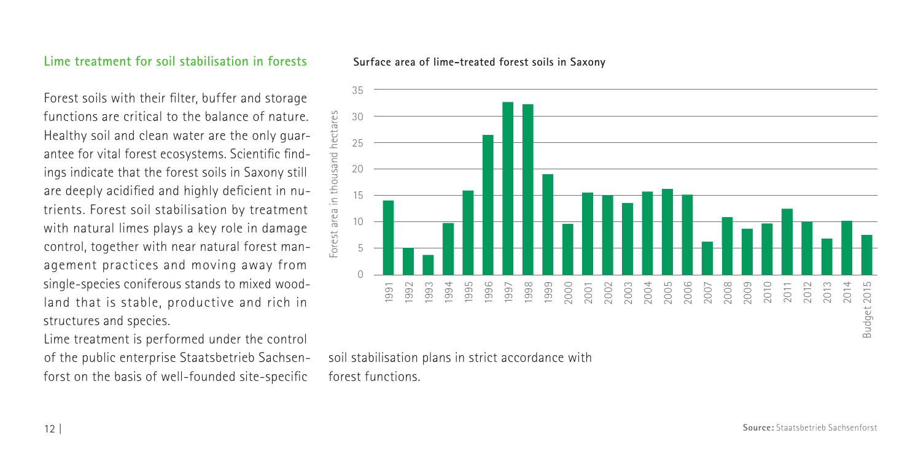## Lime treatment for soil stabilisation in forests

Forest soils with their filter, buffer and storage functions are critical to the balance of nature. Healthy soil and clean water are the only guarantee for vital forest ecosystems. Scientific findings indicate that the forest soils in Saxony still are deeply acidified and highly deficient in nutrients. Forest soil stabilisation by treatment with natural limes plays a key role in damage control, together with near natural forest management practices and moving away from single-species coniferous stands to mixed woodland that is stable, productive and rich in structures and species.

Lime treatment is performed under the control of the public enterprise Staatsbetrieb Sachsenforst on the basis of well-founded site-specific soil stabilisation plans in strict accordance with forest functions.

**Surface area of lime-treated forest soils in Saxony**

**Source:** Staatsbetrieb Sachsenforst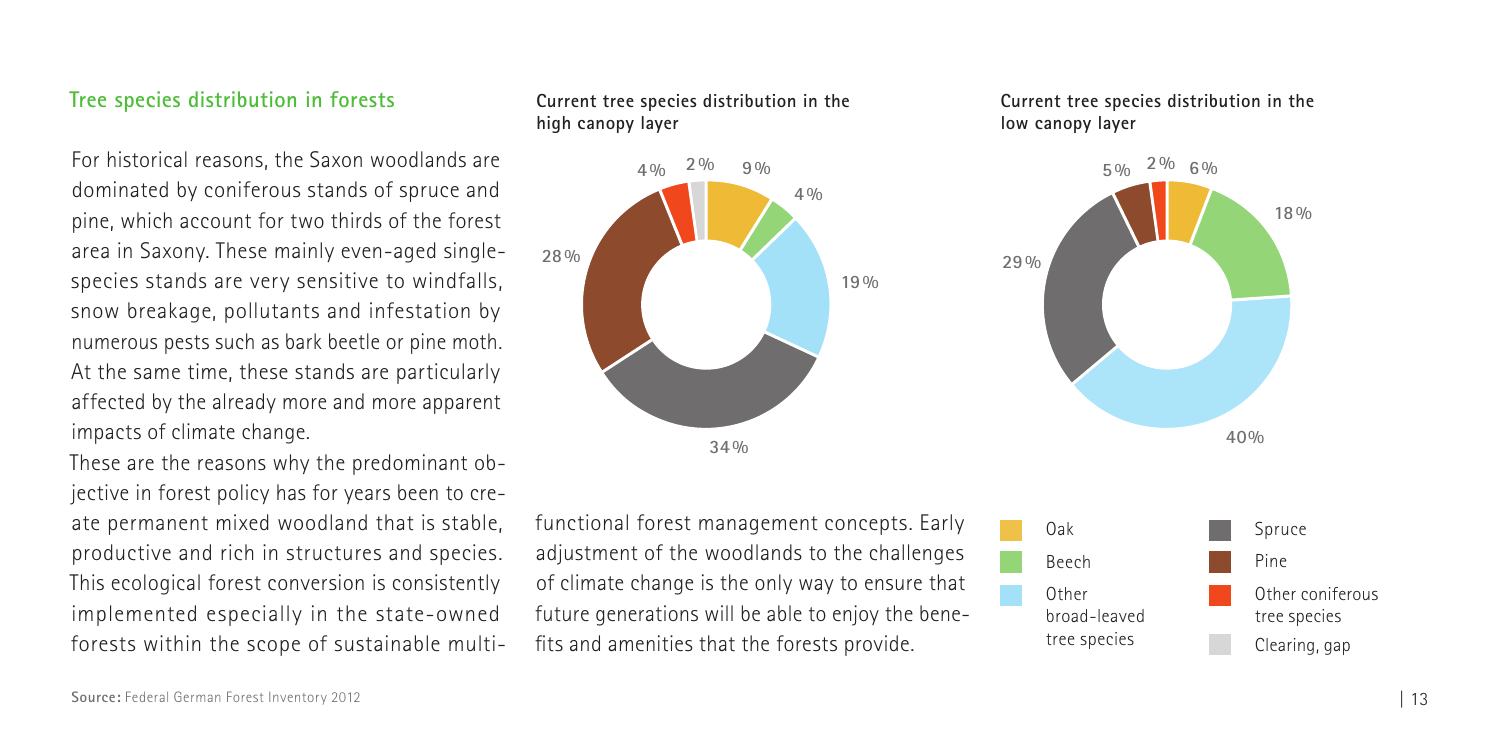## Tree species distribution in forests

For historical reasons, the Saxon woodlands are dominated by coniferous stands of spruce and pine, which account for two thirds of the forest area in Saxony. These mainly even-aged single-species stands are very sensitive to windfalls, snow breakage, pollutants and infestation by numerous pests such as bark beetle or pine moth. At the same time, these stands are particularly affected by the already more and more apparent impacts of climate change.

These are the reasons why the predominant objective in forest policy has for years been to create permanent mixed woodland that is stable, productive and rich in structures and species. This ecological forest conversion is consistently implemented especially in the state-owned forests within the scope of sustainable multi-functional forest management concepts. Early adjustment of the woodlands to the challenges of climate change is the only way to ensure that future generations will be able to enjoy the benefits and amenities that the forests provide.

**Current tree species distribution in the high canopy layer**

| Species | Share |
|---|---|
| Oak | 9 % |
| Beech | 4 % |
| Other broad-leaved tree species | 19 % |
| Spruce | 34 % |
| Pine | 28 % |
| Other coniferous tree species | 4 % |
| Clearing, gap | 2 % |

**Current tree species distribution in the low canopy layer**

| Species | Share |
|---|---|
| Oak | 6 % |
| Beech | 18 % |
| Other broad-leaved tree species | 40 % |
| Spruce | 29 % |
| Pine | 5 % |
| Other coniferous tree species | 2 % |

**Source:** Federal German Forest Inventory 2012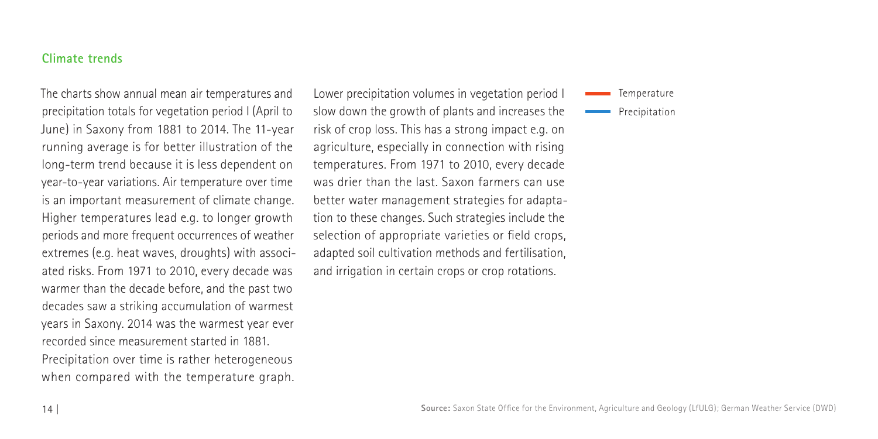## Climate trends

The charts show annual mean air temperatures and precipitation totals for vegetation period I (April to June) in Saxony from 1881 to 2014. The 11-year running average is for better illustration of the long-term trend because it is less dependent on year-to-year variations. Air temperature over time is an important measurement of climate change. Higher temperatures lead e.g. to longer growth periods and more frequent occurrences of weather extremes (e.g. heat waves, droughts) with associated risks. From 1971 to 2010, every decade was warmer than the decade before, and the past two decades saw a striking accumulation of warmest years in Saxony. 2014 was the warmest year ever recorded since measurement started in 1881. Precipitation over time is rather heterogeneous when compared with the temperature graph.

Lower precipitation volumes in vegetation period I slow down the growth of plants and increases the risk of crop loss. This has a strong impact e.g. on agriculture, especially in connection with rising temperatures. From 1971 to 2010, every decade was drier than the last. Saxon farmers can use better water management strategies for adaptation to these changes. Such strategies include the selection of appropriate varieties or field crops, adapted soil cultivation methods and fertilisation, and irrigation in certain crops or crop rotations.

Temperature

Precipitation

**Source:** Saxon State Office for the Environment, Agriculture and Geology (LfULG); German Weather Service (DWD)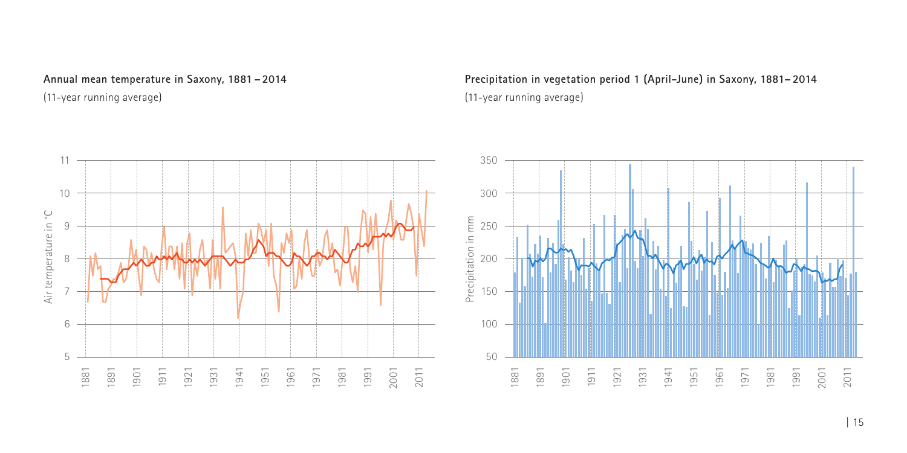**Annual mean temperature in Saxony, 1881 – 2014**

(11-year running average)

**Precipitation in vegetation period 1 (April–June) in Saxony, 1881– 2014**

(11-year running average)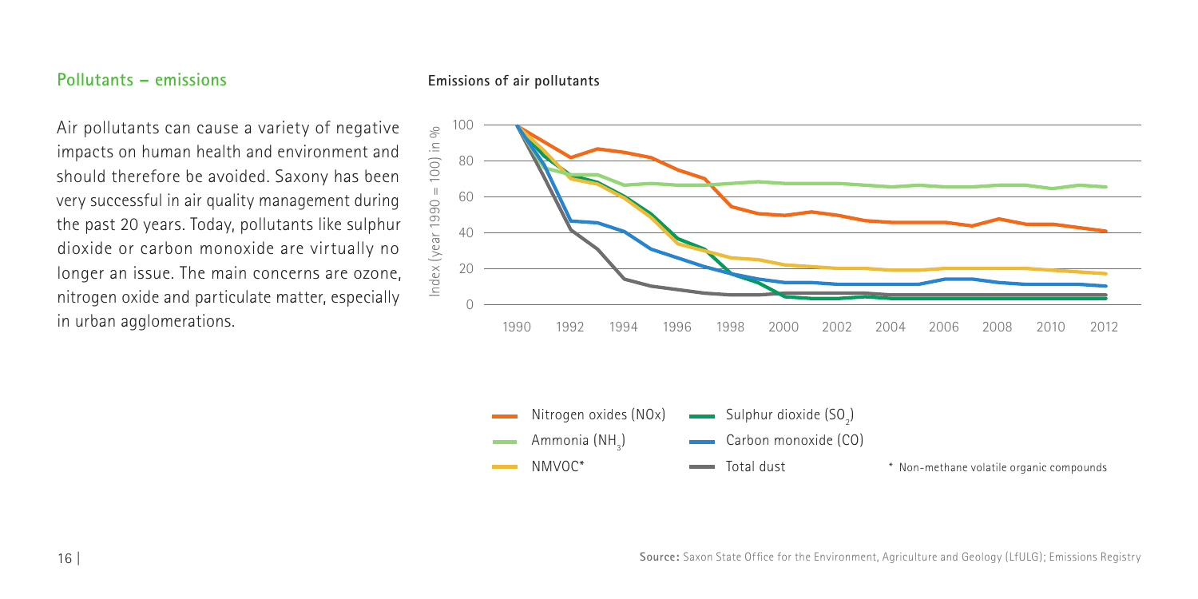## Pollutants – emissions

Air pollutants can cause a variety of negative impacts on human health and environment and should therefore be avoided. Saxony has been very successful in air quality management during the past 20 years. Today, pollutants like sulphur dioxide or carbon monoxide are virtually no longer an issue. The main concerns are ozone, nitrogen oxide and particulate matter, especially in urban agglomerations.

**Emissions of air pollutants**

Index (year 1990 = 100) in %

- Nitrogen oxides (NOx)
- Ammonia ($NH_3$)
- NMVOC*
- Sulphur dioxide ($SO_2$)
- Carbon monoxide (CO)
- Total dust

\* Non-methane volatile organic compounds

**Source:** Saxon State Office for the Environment, Agriculture and Geology (LfULG); Emissions Registry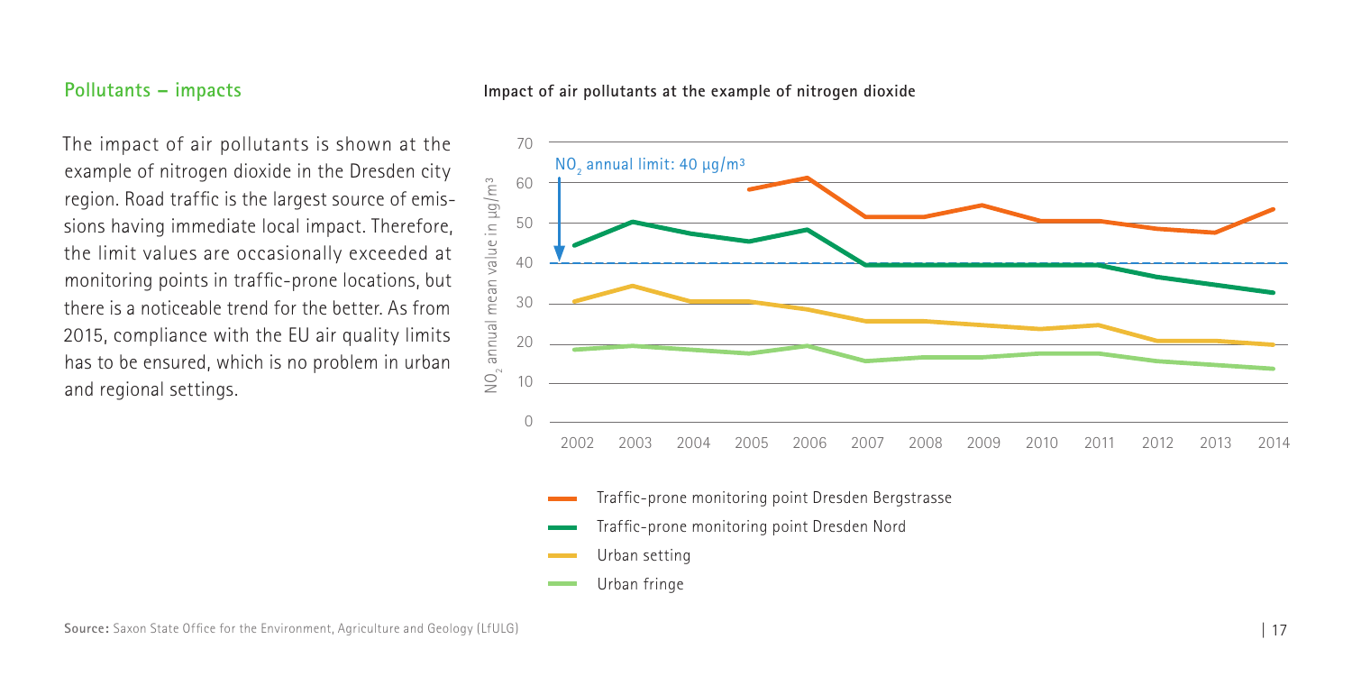## Pollutants – impacts

The impact of air pollutants is shown at the example of nitrogen dioxide in the Dresden city region. Road traffic is the largest source of emissions having immediate local impact. Therefore, the limit values are occasionally exceeded at monitoring points in traffic-prone locations, but there is a noticeable trend for the better. As from 2015, compliance with the EU air quality limits has to be ensured, which is no problem in urban and regional settings.

**Impact of air pollutants at the example of nitrogen dioxide**

$NO_2$ annual limit: 40 µg/m³

$NO_2$ annual mean value in µg/m³

- Traffic-prone monitoring point Dresden Bergstrasse
- Traffic-prone monitoring point Dresden Nord
- Urban setting
- Urban fringe

**Source:** Saxon State Office for the Environment, Agriculture and Geology (LfULG)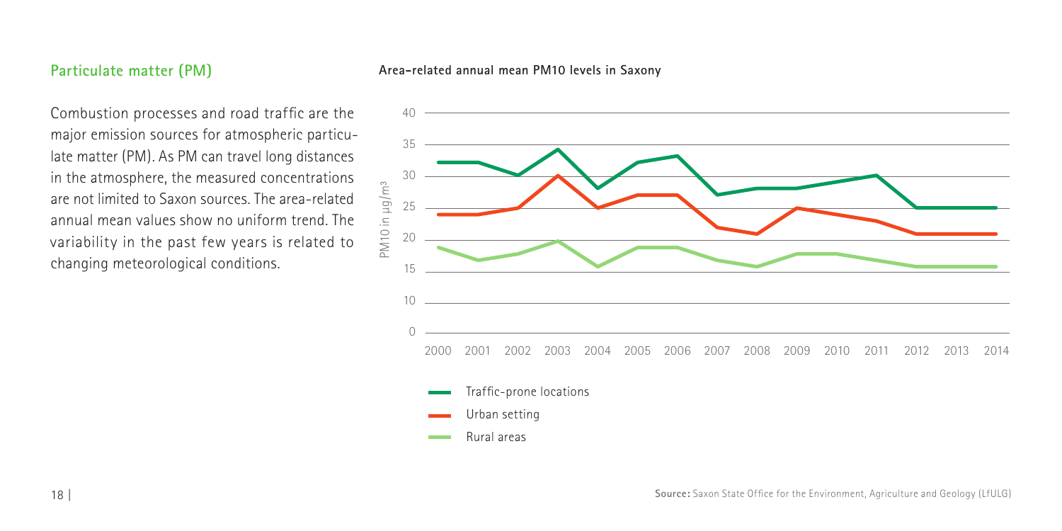## Particulate matter (PM)

Combustion processes and road traffic are the major emission sources for atmospheric particulate matter (PM). As PM can travel long distances in the atmosphere, the measured concentrations are not limited to Saxon sources. The area-related annual mean values show no uniform trend. The variability in the past few years is related to changing meteorological conditions.

**Area-related annual mean PM10 levels in Saxony**

PM10 in µg/m³

- Traffic-prone locations
- Urban setting
- Rural areas

**Source:** Saxon State Office for the Environment, Agriculture and Geology (LfULG)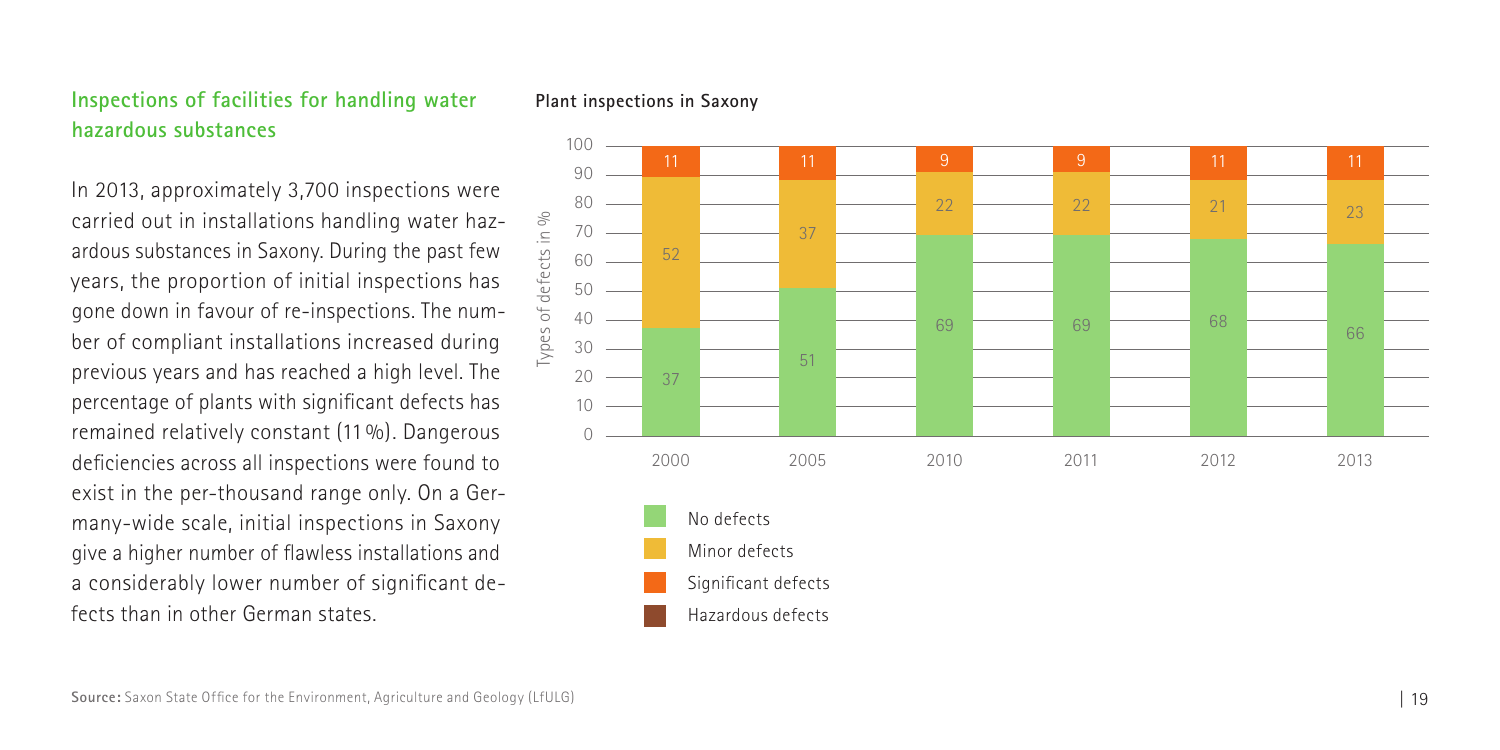## Inspections of facilities for handling water hazardous substances

In 2013, approximately 3,700 inspections were carried out in installations handling water hazardous substances in Saxony. During the past few years, the proportion of initial inspections has gone down in favour of re-inspections. The number of compliant installations increased during previous years and has reached a high level. The percentage of plants with significant defects has remained relatively constant (11 %). Dangerous deficiencies across all inspections were found to exist in the per-thousand range only. On a Germany-wide scale, initial inspections in Saxony give a higher number of flawless installations and a considerably lower number of significant defects than in other German states.

**Plant inspections in Saxony**

Types of defects in %

| Year | No defects | Minor defects | Significant defects | Hazardous defects |
|---|---|---|---|---|
| 2000 | 37 | 52 | 11 | |
| 2005 | 51 | 37 | 11 | |
| 2010 | 69 | 22 | 9 | |
| 2011 | 69 | 22 | 9 | |
| 2012 | 68 | 21 | 11 | |
| 2013 | 66 | 23 | 11 | |

**Source:** Saxon State Office for the Environment, Agriculture and Geology (LfULG)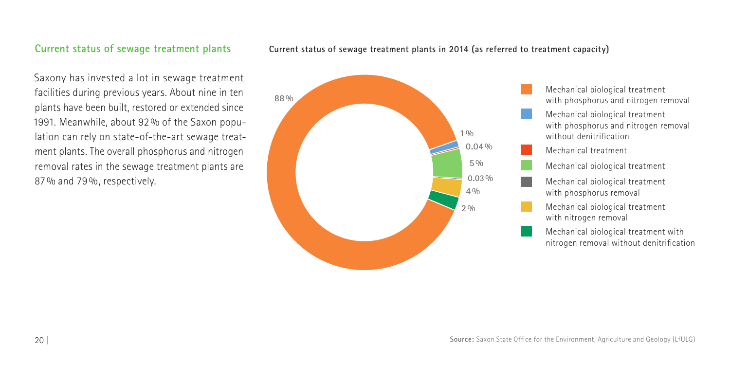## Current status of sewage treatment plants

Saxony has invested a lot in sewage treatment facilities during previous years. About nine in ten plants have been built, restored or extended since 1991. Meanwhile, about 92 % of the Saxon population can rely on state-of-the-art sewage treatment plants. The overall phosphorus and nitrogen removal rates in the sewage treatment plants are 87 % and 79 %, respectively.

**Current status of sewage treatment plants in 2014 (as referred to treatment capacity)**

| Treatment type | Share |
|---|---|
| Mechanical biological treatment with phosphorus and nitrogen removal | 88 % |
| Mechanical biological treatment with phosphorus and nitrogen removal without denitrification | 1 % |
| Mechanical treatment | 0.04 % |
| Mechanical biological treatment | 5 % |
| Mechanical biological treatment with phosphorus removal | 0.03 % |
| Mechanical biological treatment with nitrogen removal | 4 % |
| Mechanical biological treatment with nitrogen removal without denitrification | 2 % |

**Source:** Saxon State Office for the Environment, Agriculture and Geology (LfULG)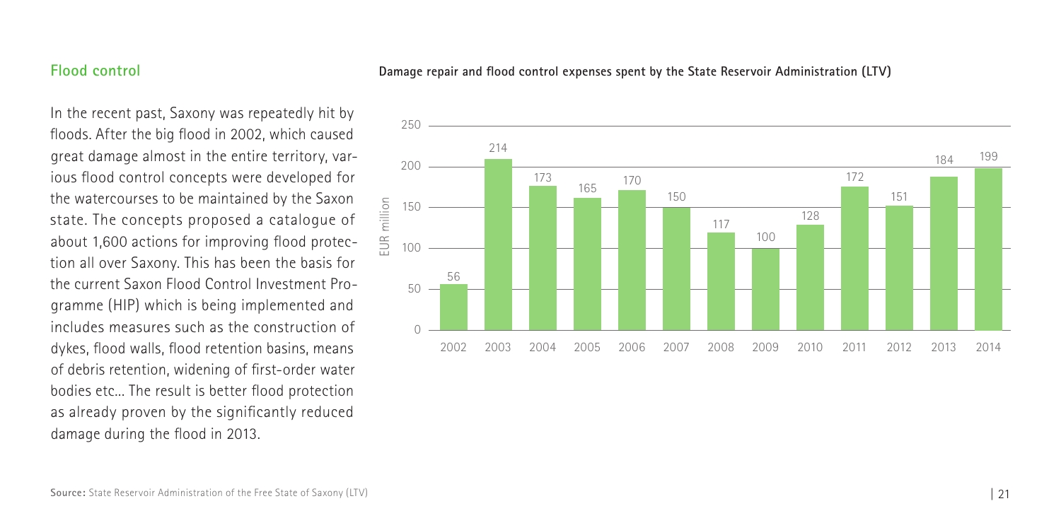## Flood control

In the recent past, Saxony was repeatedly hit by floods. After the big flood in 2002, which caused great damage almost in the entire territory, various flood control concepts were developed for the watercourses to be maintained by the Saxon state. The concepts proposed a catalogue of about 1,600 actions for improving flood protection all over Saxony. This has been the basis for the current Saxon Flood Control Investment Programme (HIP) which is being implemented and includes measures such as the construction of dykes, flood walls, flood retention basins, means of debris retention, widening of first-order water bodies etc... The result is better flood protection as already proven by the significantly reduced damage during the flood in 2013.

**Damage repair and flood control expenses spent by the State Reservoir Administration (LTV)**

| Year | EUR million |
|---|---|
| 2002 | 56 |
| 2003 | 214 |
| 2004 | 173 |
| 2005 | 165 |
| 2006 | 170 |
| 2007 | 150 |
| 2008 | 117 |
| 2009 | 100 |
| 2010 | 128 |
| 2011 | 172 |
| 2012 | 151 |
| 2013 | 184 |
| 2014 | 199 |

**Source:** State Reservoir Administration of the Free State of Saxony (LTV)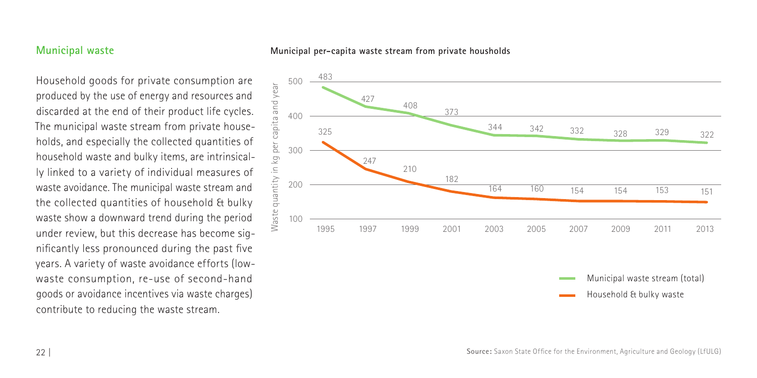## Municipal waste

Household goods for private consumption are produced by the use of energy and resources and discarded at the end of their product life cycles. The municipal waste stream from private households, and especially the collected quantities of household waste and bulky items, are intrinsically linked to a variety of individual measures of waste avoidance. The municipal waste stream and the collected quantities of household & bulky waste show a downward trend during the period under review, but this decrease has become significantly less pronounced during the past five years. A variety of waste avoidance efforts (low-waste consumption, re-use of second-hand goods or avoidance incentives via waste charges) contribute to reducing the waste stream.

**Municipal per-capita waste stream from private housholds**

Waste quantity in kg per capita and year

| Year | Municipal waste stream (total) | Household & bulky waste |
|---|---|---|
| 1995 | 483 | 325 |
| 1997 | 427 | 247 |
| 1999 | 408 | 210 |
| 2001 | 373 | 182 |
| 2003 | 344 | 164 |
| 2005 | 342 | 160 |
| 2007 | 332 | 154 |
| 2009 | 328 | 154 |
| 2011 | 329 | 153 |
| 2013 | 322 | 151 |

**Source:** Saxon State Office for the Environment, Agriculture and Geology (LfULG)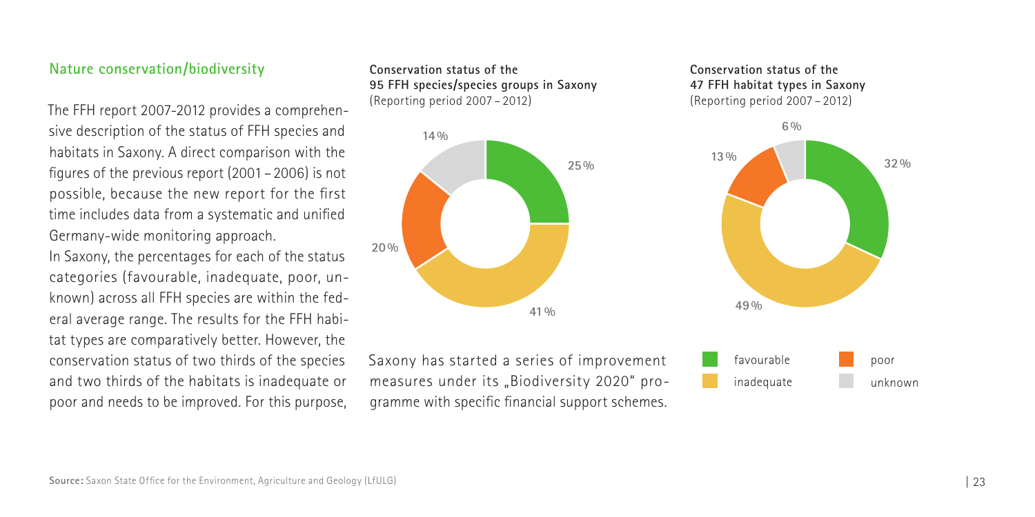## Nature conservation/biodiversity

The FFH report 2007-2012 provides a comprehensive description of the status of FFH species and habitats in Saxony. A direct comparison with the figures of the previous report (2001 – 2006) is not possible, because the new report for the first time includes data from a systematic and unified Germany-wide monitoring approach.

In Saxony, the percentages for each of the status categories (favourable, inadequate, poor, unknown) across all FFH species are within the federal average range. The results for the FFH habitat types are comparatively better. However, the conservation status of two thirds of the species and two thirds of the habitats is inadequate or poor and needs to be improved. For this purpose, Saxony has started a series of improvement measures under its „Biodiversity 2020" programme with specific financial support schemes.

**Conservation status of the 95 FFH species/species groups in Saxony** (Reporting period 2007 – 2012)

| Status | Share |
|---|---|
| favourable | 25 % |
| inadequate | 41 % |
| poor | 20 % |
| unknown | 14 % |

**Conservation status of the 47 FFH habitat types in Saxony** (Reporting period 2007 – 2012)

| Status | Share |
|---|---|
| favourable | 32 % |
| inadequate | 49 % |
| poor | 13 % |
| unknown | 6 % |

**Source:** Saxon State Office for the Environment, Agriculture and Geology (LfULG)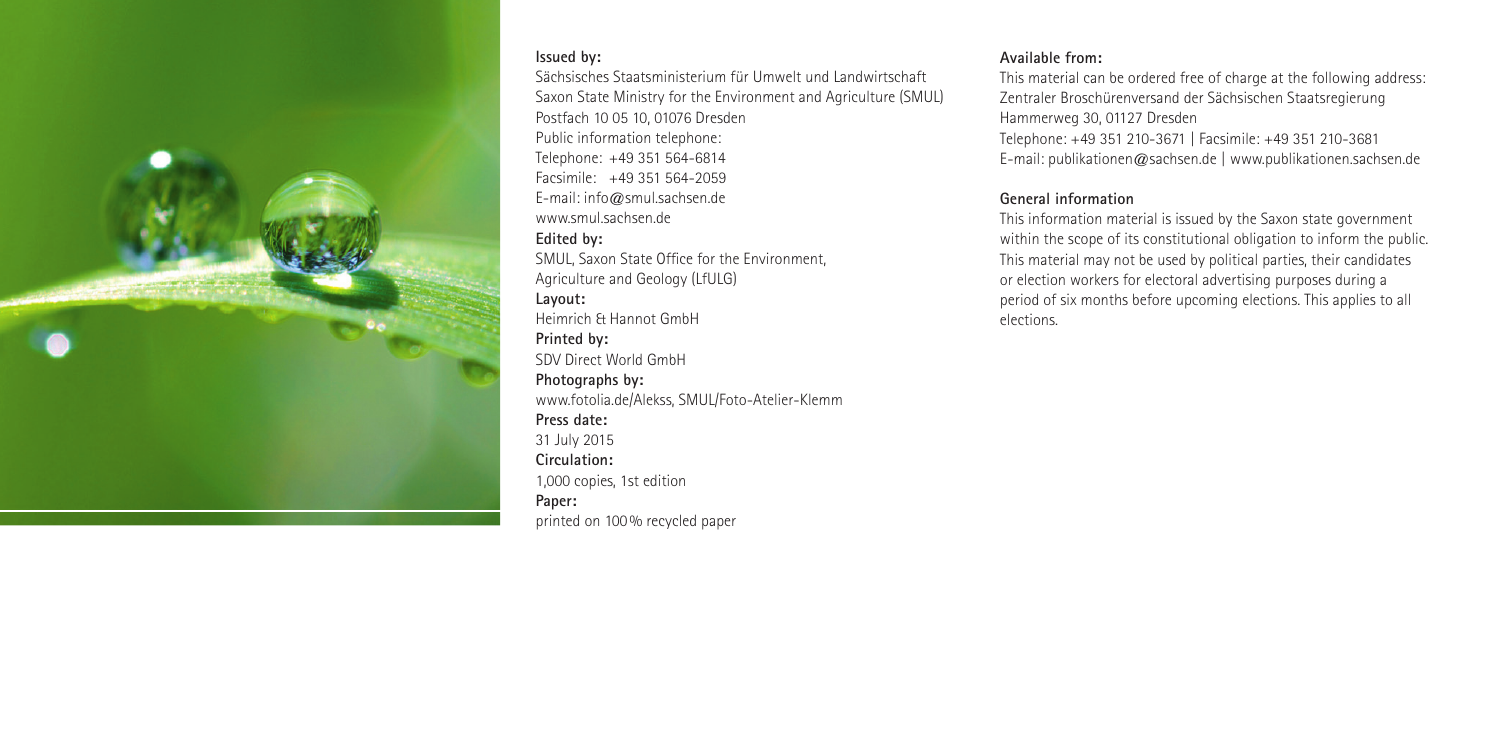**Issued by:**
Sächsisches Staatsministerium für Umwelt und Landwirtschaft
Saxon State Ministry for the Environment and Agriculture (SMUL)
Postfach 10 05 10, 01076 Dresden
Public information telephone:
Telephone: +49 351 564-6814
Facsimile: +49 351 564-2059
E-mail: info@smul.sachsen.de
www.smul.sachsen.de

**Edited by:**
SMUL, Saxon State Office for the Environment, Agriculture and Geology (LfULG)

**Layout:**
Heimrich & Hannot GmbH

**Printed by:**
SDV Direct World GmbH

**Photographs by:**
www.fotolia.de/Alekss, SMUL/Foto-Atelier-Klemm

**Press date:**
31 July 2015

**Circulation:**
1,000 copies, 1st edition

**Paper:**
printed on 100 % recycled paper

**Available from:**
This material can be ordered free of charge at the following address:
Zentraler Broschürenversand der Sächsischen Staatsregierung
Hammerweg 30, 01127 Dresden
Telephone: +49 351 210-3671 | Facsimile: +49 351 210-3681
E-mail: publikationen@sachsen.de | www.publikationen.sachsen.de

**General information**

This information material is issued by the Saxon state government within the scope of its constitutional obligation to inform the public. This material may not be used by political parties, their candidates or election workers for electoral advertising purposes during a period of six months before upcoming elections. This applies to all elections.